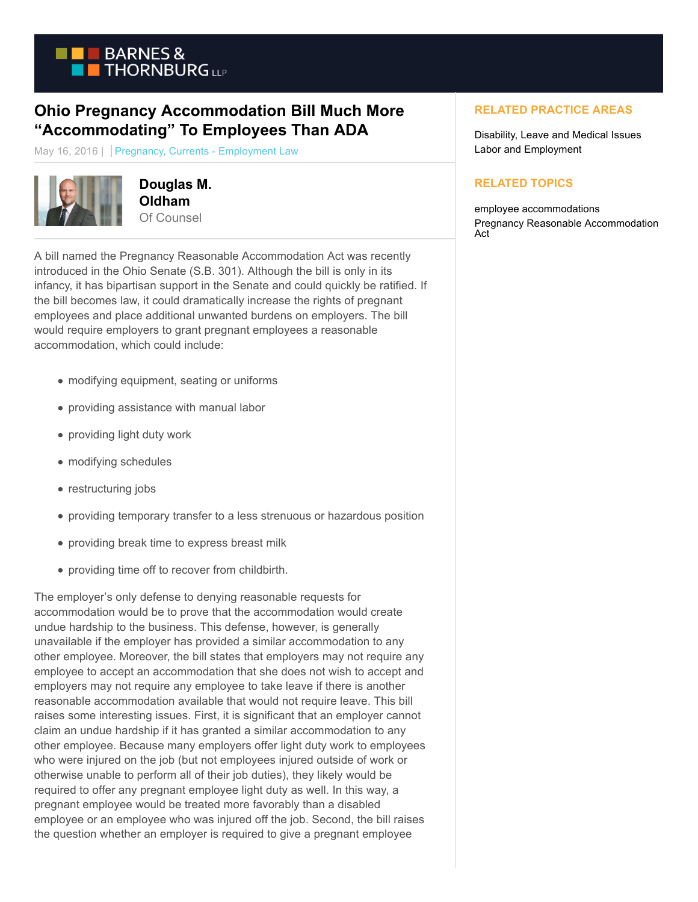BARNES & THORNBURG LLP

# Ohio Pregnancy Accommodation Bill Much More "Accommodating" To Employees Than ADA

May 16, 2016 | | Pregnancy, Currents - Employment Law

**Douglas M. Oldham**
Of Counsel

A bill named the Pregnancy Reasonable Accommodation Act was recently introduced in the Ohio Senate (S.B. 301). Although the bill is only in its infancy, it has bipartisan support in the Senate and could quickly be ratified. If the bill becomes law, it could dramatically increase the rights of pregnant employees and place additional unwanted burdens on employers. The bill would require employers to grant pregnant employees a reasonable accommodation, which could include:

- modifying equipment, seating or uniforms
- providing assistance with manual labor
- providing light duty work
- modifying schedules
- restructuring jobs
- providing temporary transfer to a less strenuous or hazardous position
- providing break time to express breast milk
- providing time off to recover from childbirth.

The employer's only defense to denying reasonable requests for accommodation would be to prove that the accommodation would create undue hardship to the business. This defense, however, is generally unavailable if the employer has provided a similar accommodation to any other employee. Moreover, the bill states that employers may not require any employee to accept an accommodation that she does not wish to accept and employers may not require any employee to take leave if there is another reasonable accommodation available that would not require leave. This bill raises some interesting issues. First, it is significant that an employer cannot claim an undue hardship if it has granted a similar accommodation to any other employee. Because many employers offer light duty work to employees who were injured on the job (but not employees injured outside of work or otherwise unable to perform all of their job duties), they likely would be required to offer any pregnant employee light duty as well. In this way, a pregnant employee would be treated more favorably than a disabled employee or an employee who was injured off the job. Second, the bill raises the question whether an employer is required to give a pregnant employee

## RELATED PRACTICE AREAS

Disability, Leave and Medical Issues
Labor and Employment

## RELATED TOPICS

employee accommodations
Pregnancy Reasonable Accommodation Act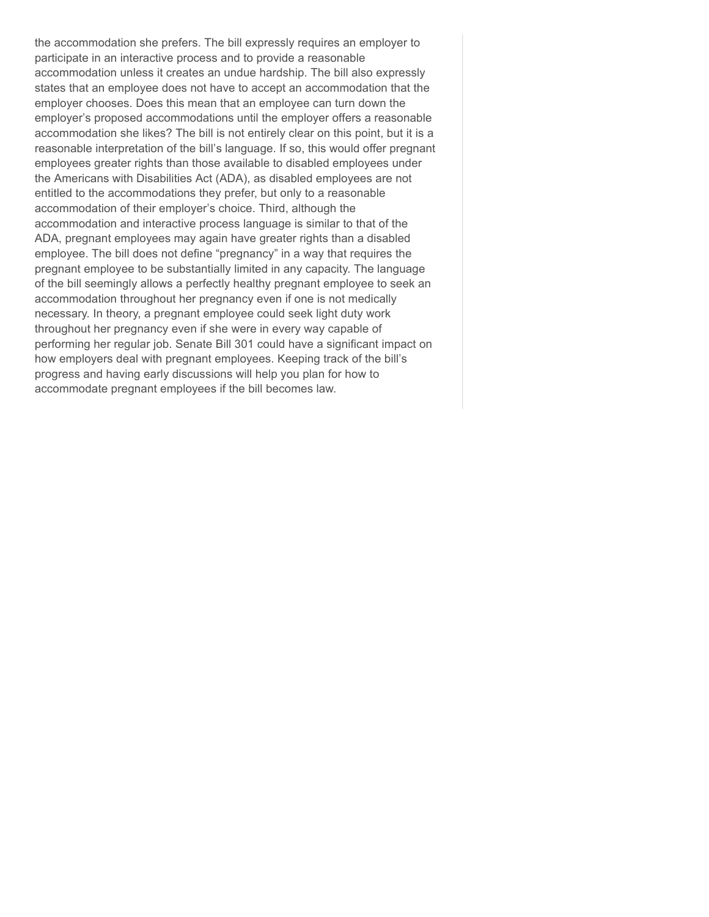the accommodation she prefers. The bill expressly requires an employer to participate in an interactive process and to provide a reasonable accommodation unless it creates an undue hardship. The bill also expressly states that an employee does not have to accept an accommodation that the employer chooses. Does this mean that an employee can turn down the employer's proposed accommodations until the employer offers a reasonable accommodation she likes? The bill is not entirely clear on this point, but it is a reasonable interpretation of the bill's language. If so, this would offer pregnant employees greater rights than those available to disabled employees under the Americans with Disabilities Act (ADA), as disabled employees are not entitled to the accommodations they prefer, but only to a reasonable accommodation of their employer's choice. Third, although the accommodation and interactive process language is similar to that of the ADA, pregnant employees may again have greater rights than a disabled employee. The bill does not define "pregnancy" in a way that requires the pregnant employee to be substantially limited in any capacity. The language of the bill seemingly allows a perfectly healthy pregnant employee to seek an accommodation throughout her pregnancy even if one is not medically necessary. In theory, a pregnant employee could seek light duty work throughout her pregnancy even if she were in every way capable of performing her regular job. Senate Bill 301 could have a significant impact on how employers deal with pregnant employees. Keeping track of the bill's progress and having early discussions will help you plan for how to accommodate pregnant employees if the bill becomes law.